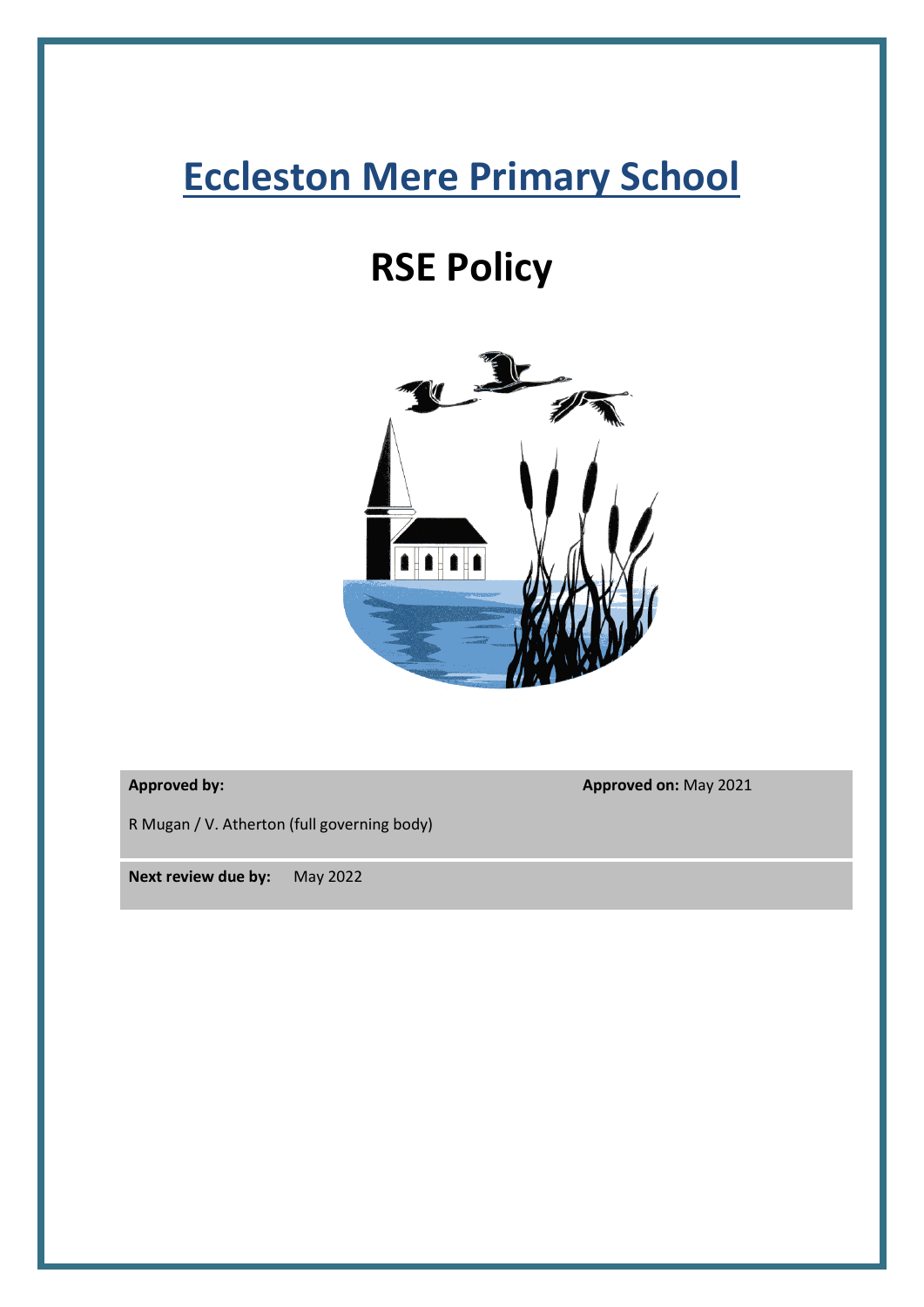# Eccleston Mere Primary School

# RSE Policy

| **Approved by:** R Mugan / V. Atherton (full governing body) | **Approved on:** May 2021 |
|---|---|
| **Next review due by:** May 2022 | |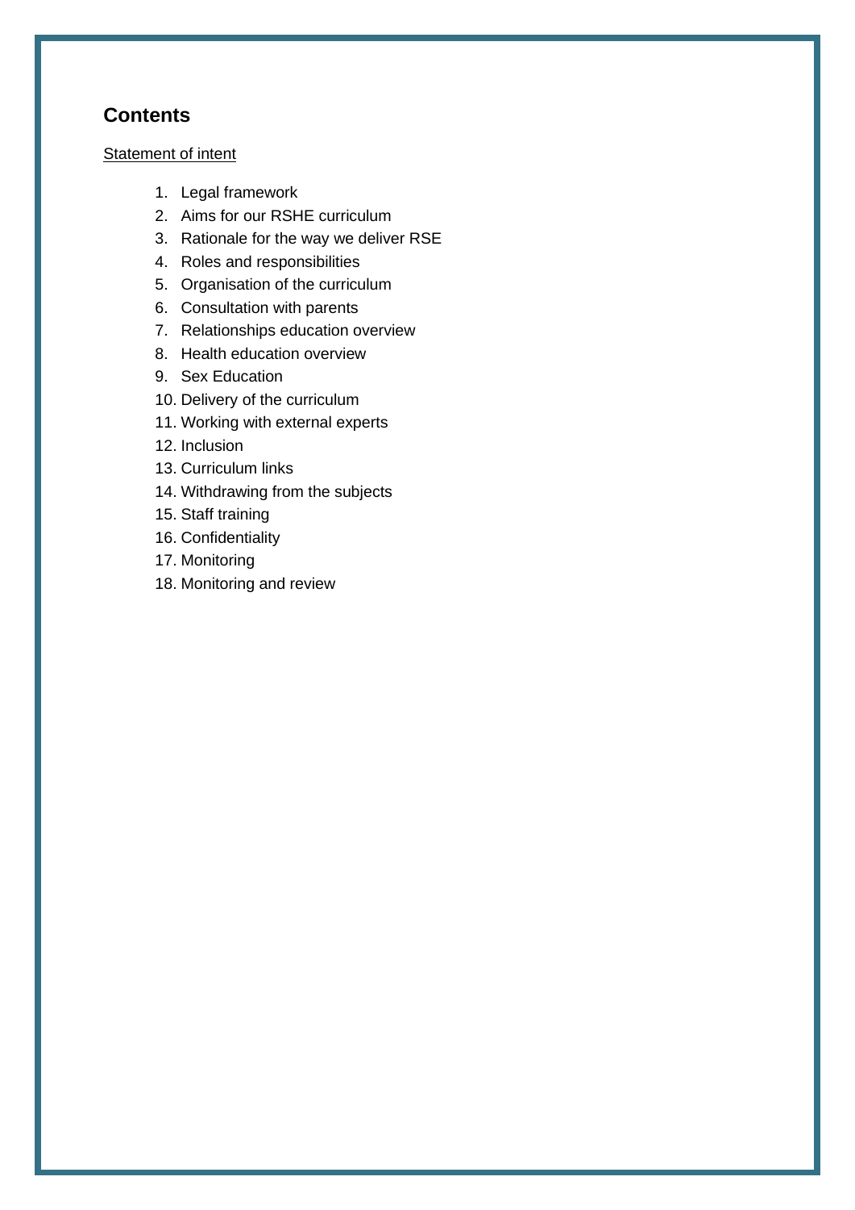## Contents

Statement of intent

1. Legal framework
2. Aims for our RSHE curriculum
3. Rationale for the way we deliver RSE
4. Roles and responsibilities
5. Organisation of the curriculum
6. Consultation with parents
7. Relationships education overview
8. Health education overview
9. Sex Education
10. Delivery of the curriculum
11. Working with external experts
12. Inclusion
13. Curriculum links
14. Withdrawing from the subjects
15. Staff training
16. Confidentiality
17. Monitoring
18. Monitoring and review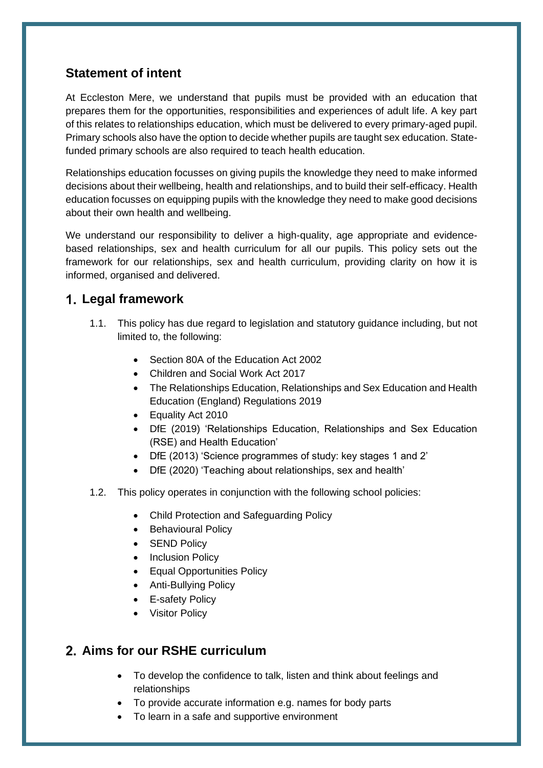## Statement of intent

At Eccleston Mere, we understand that pupils must be provided with an education that prepares them for the opportunities, responsibilities and experiences of adult life. A key part of this relates to relationships education, which must be delivered to every primary-aged pupil. Primary schools also have the option to decide whether pupils are taught sex education. State-funded primary schools are also required to teach health education.

Relationships education focusses on giving pupils the knowledge they need to make informed decisions about their wellbeing, health and relationships, and to build their self-efficacy. Health education focusses on equipping pupils with the knowledge they need to make good decisions about their own health and wellbeing.

We understand our responsibility to deliver a high-quality, age appropriate and evidence-based relationships, sex and health curriculum for all our pupils. This policy sets out the framework for our relationships, sex and health curriculum, providing clarity on how it is informed, organised and delivered.

## 1. Legal framework

1.1. This policy has due regard to legislation and statutory guidance including, but not limited to, the following:

- Section 80A of the Education Act 2002
- Children and Social Work Act 2017
- The Relationships Education, Relationships and Sex Education and Health Education (England) Regulations 2019
- Equality Act 2010
- DfE (2019) 'Relationships Education, Relationships and Sex Education (RSE) and Health Education'
- DfE (2013) 'Science programmes of study: key stages 1 and 2'
- DfE (2020) 'Teaching about relationships, sex and health'

1.2. This policy operates in conjunction with the following school policies:

- Child Protection and Safeguarding Policy
- Behavioural Policy
- SEND Policy
- Inclusion Policy
- Equal Opportunities Policy
- Anti-Bullying Policy
- E-safety Policy
- Visitor Policy

## 2. Aims for our RSHE curriculum

- To develop the confidence to talk, listen and think about feelings and relationships
- To provide accurate information e.g. names for body parts
- To learn in a safe and supportive environment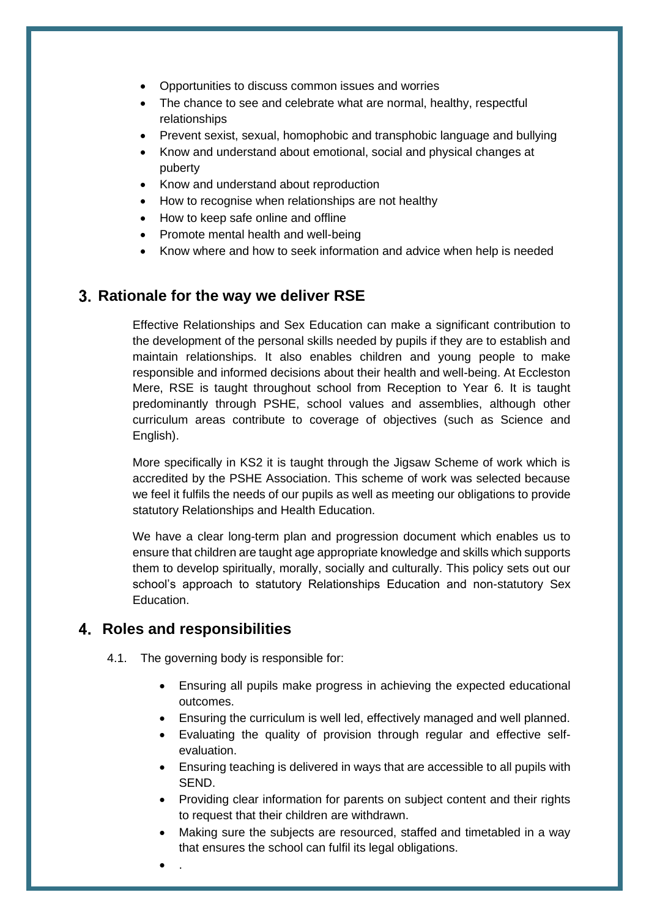- Opportunities to discuss common issues and worries
- The chance to see and celebrate what are normal, healthy, respectful relationships
- Prevent sexist, sexual, homophobic and transphobic language and bullying
- Know and understand about emotional, social and physical changes at puberty
- Know and understand about reproduction
- How to recognise when relationships are not healthy
- How to keep safe online and offline
- Promote mental health and well-being
- Know where and how to seek information and advice when help is needed

## 3. Rationale for the way we deliver RSE

Effective Relationships and Sex Education can make a significant contribution to the development of the personal skills needed by pupils if they are to establish and maintain relationships. It also enables children and young people to make responsible and informed decisions about their health and well-being. At Eccleston Mere, RSE is taught throughout school from Reception to Year 6. It is taught predominantly through PSHE, school values and assemblies, although other curriculum areas contribute to coverage of objectives (such as Science and English).

More specifically in KS2 it is taught through the Jigsaw Scheme of work which is accredited by the PSHE Association. This scheme of work was selected because we feel it fulfils the needs of our pupils as well as meeting our obligations to provide statutory Relationships and Health Education.

We have a clear long-term plan and progression document which enables us to ensure that children are taught age appropriate knowledge and skills which supports them to develop spiritually, morally, socially and culturally. This policy sets out our school's approach to statutory Relationships Education and non-statutory Sex Education.

## 4. Roles and responsibilities

4.1. The governing body is responsible for:

- Ensuring all pupils make progress in achieving the expected educational outcomes.
- Ensuring the curriculum is well led, effectively managed and well planned.
- Evaluating the quality of provision through regular and effective self-evaluation.
- Ensuring teaching is delivered in ways that are accessible to all pupils with SEND.
- Providing clear information for parents on subject content and their rights to request that their children are withdrawn.
- Making sure the subjects are resourced, staffed and timetabled in a way that ensures the school can fulfil its legal obligations.
- .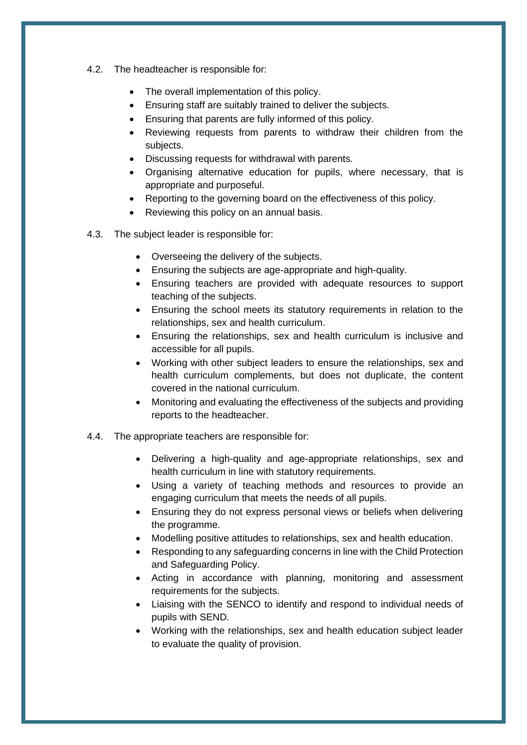4.2. The headteacher is responsible for:

- The overall implementation of this policy.
- Ensuring staff are suitably trained to deliver the subjects.
- Ensuring that parents are fully informed of this policy.
- Reviewing requests from parents to withdraw their children from the subjects.
- Discussing requests for withdrawal with parents.
- Organising alternative education for pupils, where necessary, that is appropriate and purposeful.
- Reporting to the governing board on the effectiveness of this policy.
- Reviewing this policy on an annual basis.

4.3. The subject leader is responsible for:

- Overseeing the delivery of the subjects.
- Ensuring the subjects are age-appropriate and high-quality.
- Ensuring teachers are provided with adequate resources to support teaching of the subjects.
- Ensuring the school meets its statutory requirements in relation to the relationships, sex and health curriculum.
- Ensuring the relationships, sex and health curriculum is inclusive and accessible for all pupils.
- Working with other subject leaders to ensure the relationships, sex and health curriculum complements, but does not duplicate, the content covered in the national curriculum.
- Monitoring and evaluating the effectiveness of the subjects and providing reports to the headteacher.

4.4. The appropriate teachers are responsible for:

- Delivering a high-quality and age-appropriate relationships, sex and health curriculum in line with statutory requirements.
- Using a variety of teaching methods and resources to provide an engaging curriculum that meets the needs of all pupils.
- Ensuring they do not express personal views or beliefs when delivering the programme.
- Modelling positive attitudes to relationships, sex and health education.
- Responding to any safeguarding concerns in line with the Child Protection and Safeguarding Policy.
- Acting in accordance with planning, monitoring and assessment requirements for the subjects.
- Liaising with the SENCO to identify and respond to individual needs of pupils with SEND.
- Working with the relationships, sex and health education subject leader to evaluate the quality of provision.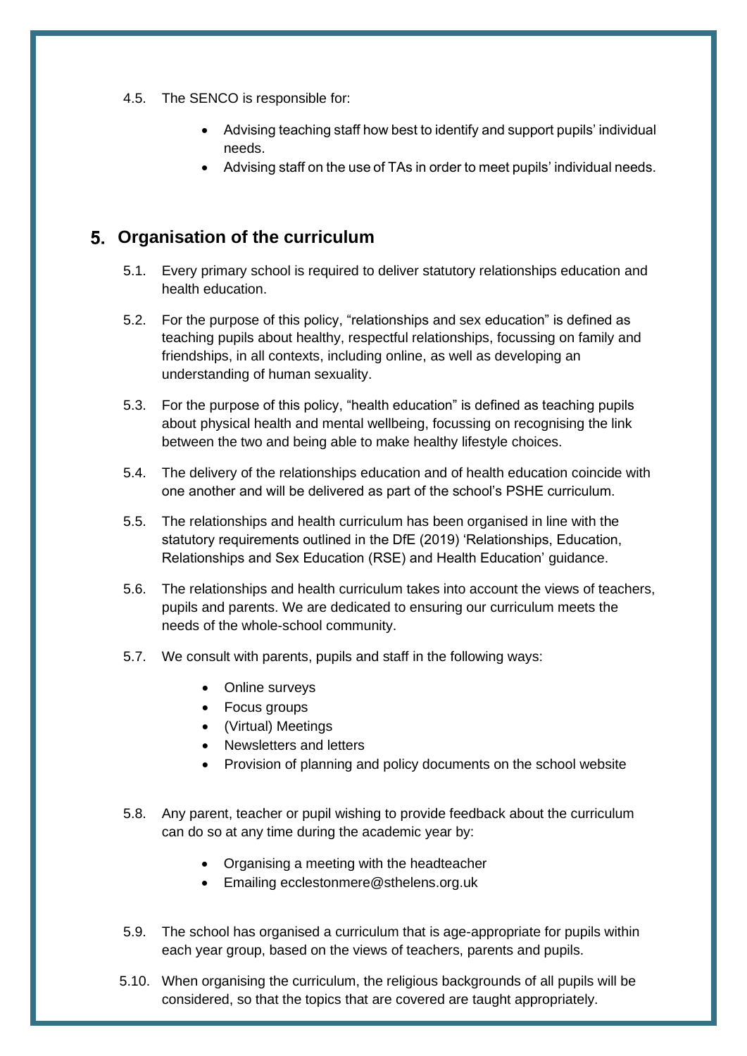4.5. The SENCO is responsible for:

- Advising teaching staff how best to identify and support pupils' individual needs.
- Advising staff on the use of TAs in order to meet pupils' individual needs.

## 5. Organisation of the curriculum

5.1. Every primary school is required to deliver statutory relationships education and health education.

5.2. For the purpose of this policy, "relationships and sex education" is defined as teaching pupils about healthy, respectful relationships, focussing on family and friendships, in all contexts, including online, as well as developing an understanding of human sexuality.

5.3. For the purpose of this policy, "health education" is defined as teaching pupils about physical health and mental wellbeing, focussing on recognising the link between the two and being able to make healthy lifestyle choices.

5.4. The delivery of the relationships education and of health education coincide with one another and will be delivered as part of the school's PSHE curriculum.

5.5. The relationships and health curriculum has been organised in line with the statutory requirements outlined in the DfE (2019) 'Relationships, Education, Relationships and Sex Education (RSE) and Health Education' guidance.

5.6. The relationships and health curriculum takes into account the views of teachers, pupils and parents. We are dedicated to ensuring our curriculum meets the needs of the whole-school community.

5.7. We consult with parents, pupils and staff in the following ways:

- Online surveys
- Focus groups
- (Virtual) Meetings
- Newsletters and letters
- Provision of planning and policy documents on the school website

5.8. Any parent, teacher or pupil wishing to provide feedback about the curriculum can do so at any time during the academic year by:

- Organising a meeting with the headteacher
- Emailing ecclestonmere@sthelens.org.uk

5.9. The school has organised a curriculum that is age-appropriate for pupils within each year group, based on the views of teachers, parents and pupils.

5.10. When organising the curriculum, the religious backgrounds of all pupils will be considered, so that the topics that are covered are taught appropriately.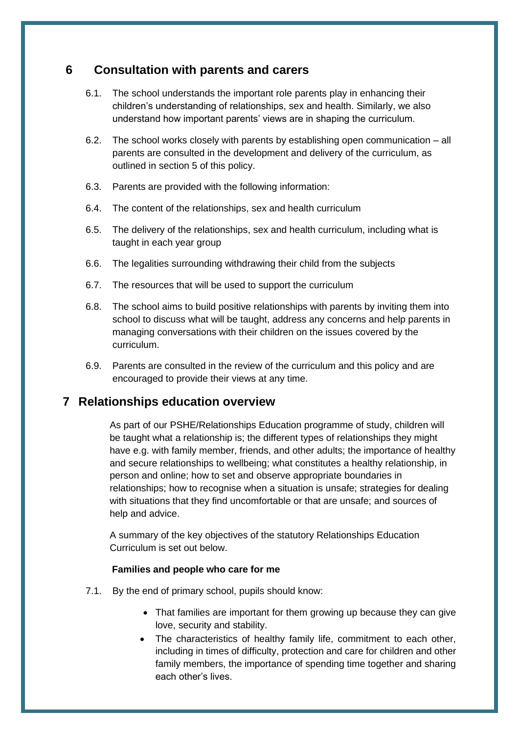## 6 Consultation with parents and carers

6.1. The school understands the important role parents play in enhancing their children's understanding of relationships, sex and health. Similarly, we also understand how important parents' views are in shaping the curriculum.

6.2. The school works closely with parents by establishing open communication – all parents are consulted in the development and delivery of the curriculum, as outlined in section 5 of this policy.

6.3. Parents are provided with the following information:

6.4. The content of the relationships, sex and health curriculum

6.5. The delivery of the relationships, sex and health curriculum, including what is taught in each year group

6.6. The legalities surrounding withdrawing their child from the subjects

6.7. The resources that will be used to support the curriculum

6.8. The school aims to build positive relationships with parents by inviting them into school to discuss what will be taught, address any concerns and help parents in managing conversations with their children on the issues covered by the curriculum.

6.9. Parents are consulted in the review of the curriculum and this policy and are encouraged to provide their views at any time.

## 7 Relationships education overview

As part of our PSHE/Relationships Education programme of study, children will be taught what a relationship is; the different types of relationships they might have e.g. with family member, friends, and other adults; the importance of healthy and secure relationships to wellbeing; what constitutes a healthy relationship, in person and online; how to set and observe appropriate boundaries in relationships; how to recognise when a situation is unsafe; strategies for dealing with situations that they find uncomfortable or that are unsafe; and sources of help and advice.

A summary of the key objectives of the statutory Relationships Education Curriculum is set out below.

**Families and people who care for me**

7.1. By the end of primary school, pupils should know:

- That families are important for them growing up because they can give love, security and stability.
- The characteristics of healthy family life, commitment to each other, including in times of difficulty, protection and care for children and other family members, the importance of spending time together and sharing each other's lives.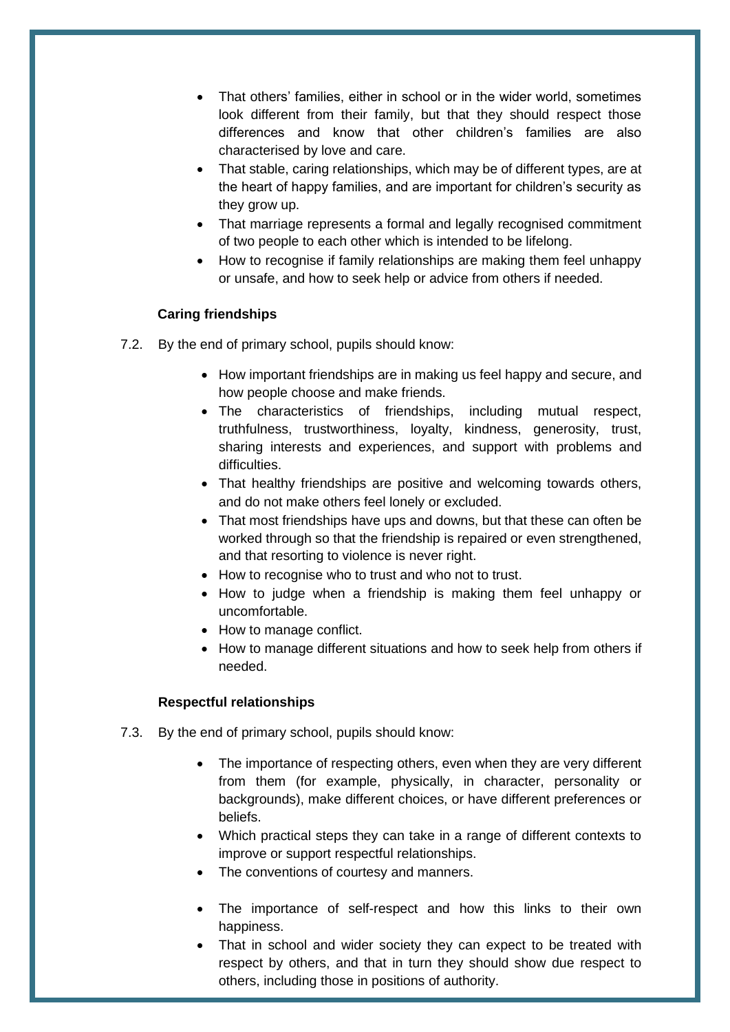- That others' families, either in school or in the wider world, sometimes look different from their family, but that they should respect those differences and know that other children's families are also characterised by love and care.
- That stable, caring relationships, which may be of different types, are at the heart of happy families, and are important for children's security as they grow up.
- That marriage represents a formal and legally recognised commitment of two people to each other which is intended to be lifelong.
- How to recognise if family relationships are making them feel unhappy or unsafe, and how to seek help or advice from others if needed.

**Caring friendships**

7.2. By the end of primary school, pupils should know:

- How important friendships are in making us feel happy and secure, and how people choose and make friends.
- The characteristics of friendships, including mutual respect, truthfulness, trustworthiness, loyalty, kindness, generosity, trust, sharing interests and experiences, and support with problems and difficulties.
- That healthy friendships are positive and welcoming towards others, and do not make others feel lonely or excluded.
- That most friendships have ups and downs, but that these can often be worked through so that the friendship is repaired or even strengthened, and that resorting to violence is never right.
- How to recognise who to trust and who not to trust.
- How to judge when a friendship is making them feel unhappy or uncomfortable.
- How to manage conflict.
- How to manage different situations and how to seek help from others if needed.

**Respectful relationships**

7.3. By the end of primary school, pupils should know:

- The importance of respecting others, even when they are very different from them (for example, physically, in character, personality or backgrounds), make different choices, or have different preferences or beliefs.
- Which practical steps they can take in a range of different contexts to improve or support respectful relationships.
- The conventions of courtesy and manners.
- The importance of self-respect and how this links to their own happiness.
- That in school and wider society they can expect to be treated with respect by others, and that in turn they should show due respect to others, including those in positions of authority.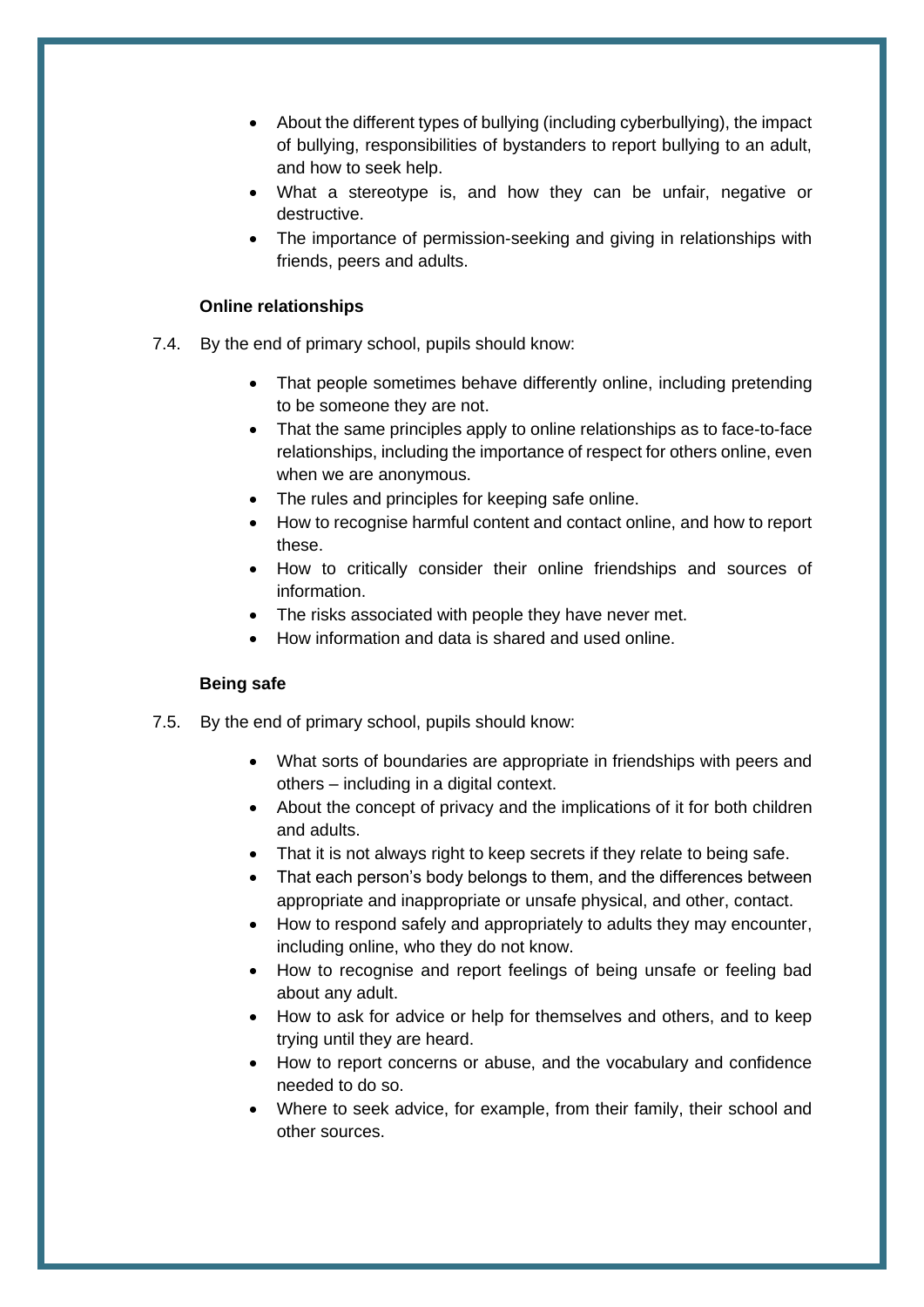- About the different types of bullying (including cyberbullying), the impact of bullying, responsibilities of bystanders to report bullying to an adult, and how to seek help.
- What a stereotype is, and how they can be unfair, negative or destructive.
- The importance of permission-seeking and giving in relationships with friends, peers and adults.

**Online relationships**

7.4. By the end of primary school, pupils should know:

- That people sometimes behave differently online, including pretending to be someone they are not.
- That the same principles apply to online relationships as to face-to-face relationships, including the importance of respect for others online, even when we are anonymous.
- The rules and principles for keeping safe online.
- How to recognise harmful content and contact online, and how to report these.
- How to critically consider their online friendships and sources of information.
- The risks associated with people they have never met.
- How information and data is shared and used online.

**Being safe**

7.5. By the end of primary school, pupils should know:

- What sorts of boundaries are appropriate in friendships with peers and others – including in a digital context.
- About the concept of privacy and the implications of it for both children and adults.
- That it is not always right to keep secrets if they relate to being safe.
- That each person's body belongs to them, and the differences between appropriate and inappropriate or unsafe physical, and other, contact.
- How to respond safely and appropriately to adults they may encounter, including online, who they do not know.
- How to recognise and report feelings of being unsafe or feeling bad about any adult.
- How to ask for advice or help for themselves and others, and to keep trying until they are heard.
- How to report concerns or abuse, and the vocabulary and confidence needed to do so.
- Where to seek advice, for example, from their family, their school and other sources.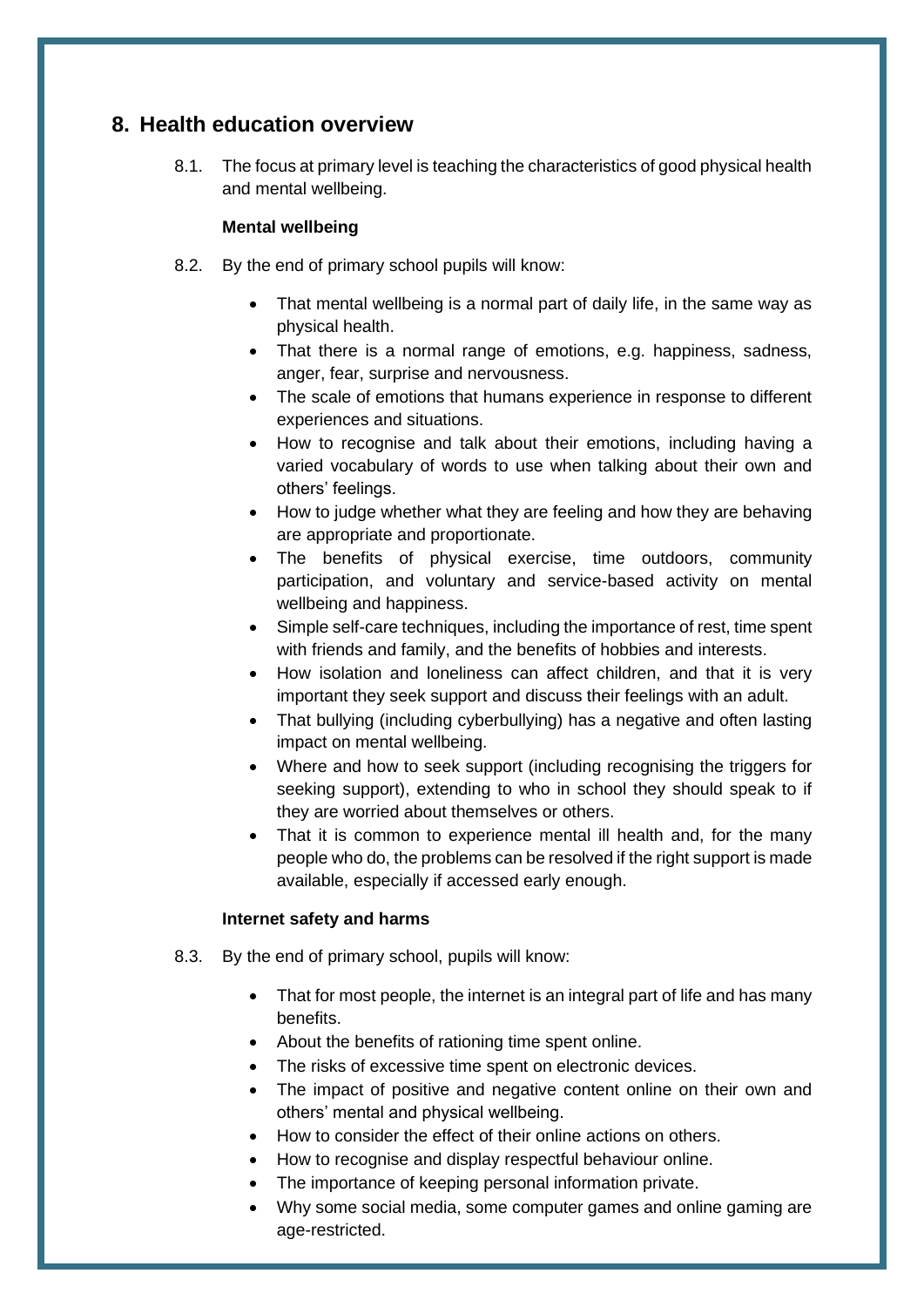## 8. Health education overview

8.1. The focus at primary level is teaching the characteristics of good physical health and mental wellbeing.

**Mental wellbeing**

8.2. By the end of primary school pupils will know:

- That mental wellbeing is a normal part of daily life, in the same way as physical health.
- That there is a normal range of emotions, e.g. happiness, sadness, anger, fear, surprise and nervousness.
- The scale of emotions that humans experience in response to different experiences and situations.
- How to recognise and talk about their emotions, including having a varied vocabulary of words to use when talking about their own and others' feelings.
- How to judge whether what they are feeling and how they are behaving are appropriate and proportionate.
- The benefits of physical exercise, time outdoors, community participation, and voluntary and service-based activity on mental wellbeing and happiness.
- Simple self-care techniques, including the importance of rest, time spent with friends and family, and the benefits of hobbies and interests.
- How isolation and loneliness can affect children, and that it is very important they seek support and discuss their feelings with an adult.
- That bullying (including cyberbullying) has a negative and often lasting impact on mental wellbeing.
- Where and how to seek support (including recognising the triggers for seeking support), extending to who in school they should speak to if they are worried about themselves or others.
- That it is common to experience mental ill health and, for the many people who do, the problems can be resolved if the right support is made available, especially if accessed early enough.

**Internet safety and harms**

8.3. By the end of primary school, pupils will know:

- That for most people, the internet is an integral part of life and has many benefits.
- About the benefits of rationing time spent online.
- The risks of excessive time spent on electronic devices.
- The impact of positive and negative content online on their own and others' mental and physical wellbeing.
- How to consider the effect of their online actions on others.
- How to recognise and display respectful behaviour online.
- The importance of keeping personal information private.
- Why some social media, some computer games and online gaming are age-restricted.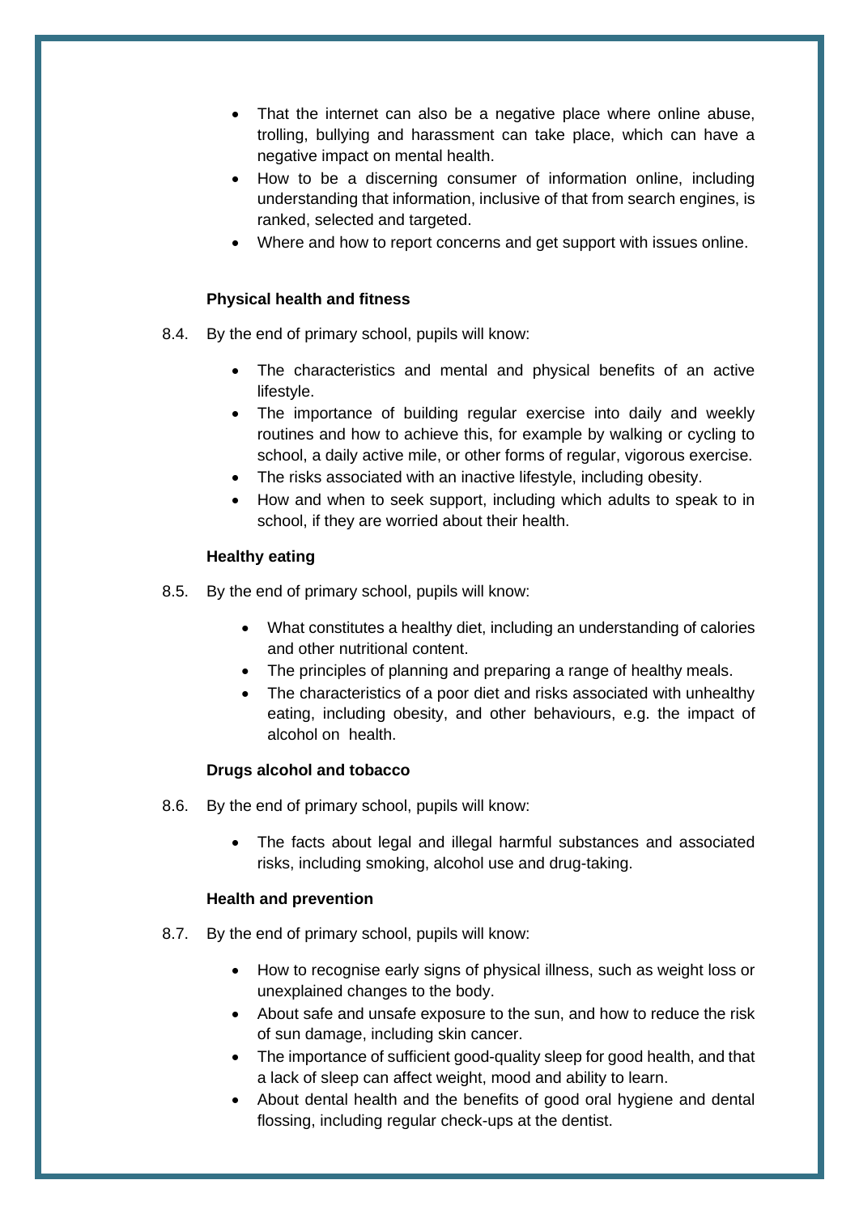- That the internet can also be a negative place where online abuse, trolling, bullying and harassment can take place, which can have a negative impact on mental health.
- How to be a discerning consumer of information online, including understanding that information, inclusive of that from search engines, is ranked, selected and targeted.
- Where and how to report concerns and get support with issues online.

**Physical health and fitness**

8.4. By the end of primary school, pupils will know:

- The characteristics and mental and physical benefits of an active lifestyle.
- The importance of building regular exercise into daily and weekly routines and how to achieve this, for example by walking or cycling to school, a daily active mile, or other forms of regular, vigorous exercise.
- The risks associated with an inactive lifestyle, including obesity.
- How and when to seek support, including which adults to speak to in school, if they are worried about their health.

**Healthy eating**

8.5. By the end of primary school, pupils will know:

- What constitutes a healthy diet, including an understanding of calories and other nutritional content.
- The principles of planning and preparing a range of healthy meals.
- The characteristics of a poor diet and risks associated with unhealthy eating, including obesity, and other behaviours, e.g. the impact of alcohol on health.

**Drugs alcohol and tobacco**

8.6. By the end of primary school, pupils will know:

- The facts about legal and illegal harmful substances and associated risks, including smoking, alcohol use and drug-taking.

**Health and prevention**

8.7. By the end of primary school, pupils will know:

- How to recognise early signs of physical illness, such as weight loss or unexplained changes to the body.
- About safe and unsafe exposure to the sun, and how to reduce the risk of sun damage, including skin cancer.
- The importance of sufficient good-quality sleep for good health, and that a lack of sleep can affect weight, mood and ability to learn.
- About dental health and the benefits of good oral hygiene and dental flossing, including regular check-ups at the dentist.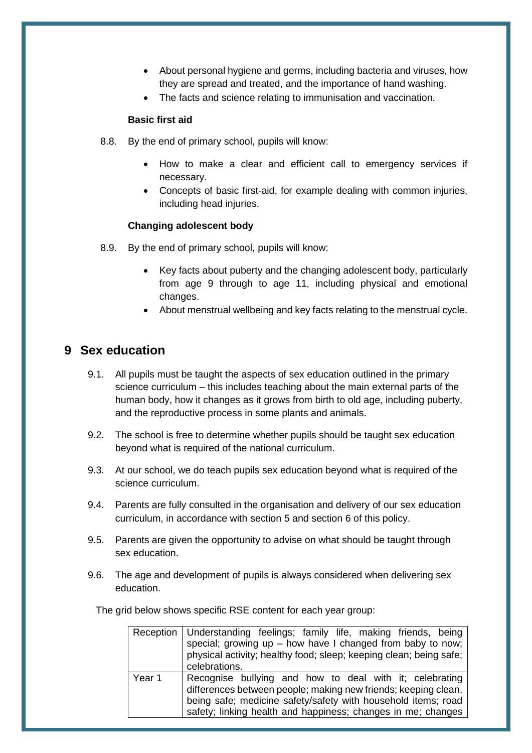- About personal hygiene and germs, including bacteria and viruses, how they are spread and treated, and the importance of hand washing.
- The facts and science relating to immunisation and vaccination.

**Basic first aid**

8.8. By the end of primary school, pupils will know:

- How to make a clear and efficient call to emergency services if necessary.
- Concepts of basic first-aid, for example dealing with common injuries, including head injuries.

**Changing adolescent body**

8.9. By the end of primary school, pupils will know:

- Key facts about puberty and the changing adolescent body, particularly from age 9 through to age 11, including physical and emotional changes.
- About menstrual wellbeing and key facts relating to the menstrual cycle.

## 9 Sex education

9.1. All pupils must be taught the aspects of sex education outlined in the primary science curriculum – this includes teaching about the main external parts of the human body, how it changes as it grows from birth to old age, including puberty, and the reproductive process in some plants and animals.

9.2. The school is free to determine whether pupils should be taught sex education beyond what is required of the national curriculum.

9.3. At our school, we do teach pupils sex education beyond what is required of the science curriculum.

9.4. Parents are fully consulted in the organisation and delivery of our sex education curriculum, in accordance with section 5 and section 6 of this policy.

9.5. Parents are given the opportunity to advise on what should be taught through sex education.

9.6. The age and development of pupils is always considered when delivering sex education.

The grid below shows specific RSE content for each year group:

| | |
|---|---|
| Reception | Understanding feelings; family life, making friends, being special; growing up – how have I changed from baby to now; physical activity; healthy food; sleep; keeping clean; being safe; celebrations. |
| Year 1 | Recognise bullying and how to deal with it; celebrating differences between people; making new friends; keeping clean, being safe; medicine safety/safety with household items; road safety; linking health and happiness; changes in me; changes |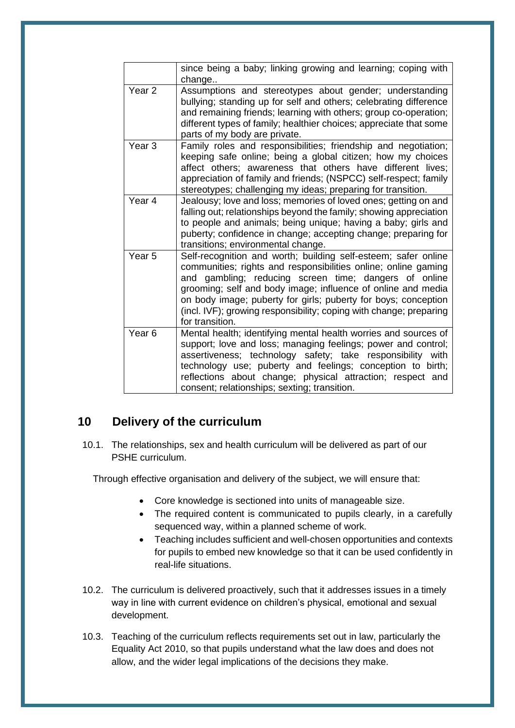| | |
|---|---|
| | since being a baby; linking growing and learning; coping with change.. |
| Year 2 | Assumptions and stereotypes about gender; understanding bullying; standing up for self and others; celebrating difference and remaining friends; learning with others; group co-operation; different types of family; healthier choices; appreciate that some parts of my body are private. |
| Year 3 | Family roles and responsibilities; friendship and negotiation; keeping safe online; being a global citizen; how my choices affect others; awareness that others have different lives; appreciation of family and friends; (NSPCC) self-respect; family stereotypes; challenging my ideas; preparing for transition. |
| Year 4 | Jealousy; love and loss; memories of loved ones; getting on and falling out; relationships beyond the family; showing appreciation to people and animals; being unique; having a baby; girls and puberty; confidence in change; accepting change; preparing for transitions; environmental change. |
| Year 5 | Self-recognition and worth; building self-esteem; safer online communities; rights and responsibilities online; online gaming and gambling; reducing screen time; dangers of online grooming; self and body image; influence of online and media on body image; puberty for girls; puberty for boys; conception (incl. IVF); growing responsibility; coping with change; preparing for transition. |
| Year 6 | Mental health; identifying mental health worries and sources of support; love and loss; managing feelings; power and control; assertiveness; technology safety; take responsibility with technology use; puberty and feelings; conception to birth; reflections about change; physical attraction; respect and consent; relationships; sexting; transition. |

## 10 Delivery of the curriculum

10.1. The relationships, sex and health curriculum will be delivered as part of our PSHE curriculum.

Through effective organisation and delivery of the subject, we will ensure that:

- Core knowledge is sectioned into units of manageable size.
- The required content is communicated to pupils clearly, in a carefully sequenced way, within a planned scheme of work.
- Teaching includes sufficient and well-chosen opportunities and contexts for pupils to embed new knowledge so that it can be used confidently in real-life situations.

10.2. The curriculum is delivered proactively, such that it addresses issues in a timely way in line with current evidence on children's physical, emotional and sexual development.

10.3. Teaching of the curriculum reflects requirements set out in law, particularly the Equality Act 2010, so that pupils understand what the law does and does not allow, and the wider legal implications of the decisions they make.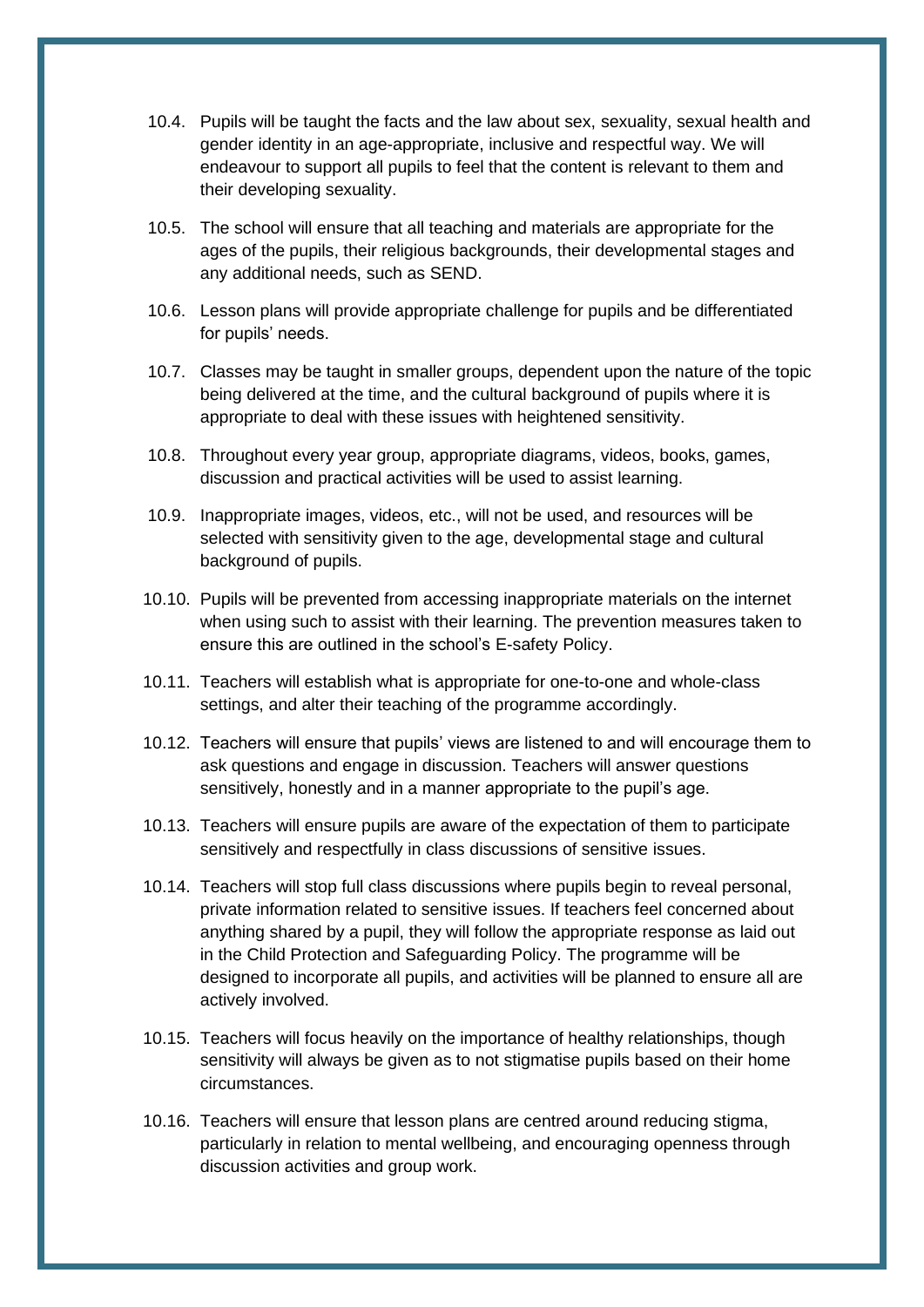10.4. Pupils will be taught the facts and the law about sex, sexuality, sexual health and gender identity in an age-appropriate, inclusive and respectful way. We will endeavour to support all pupils to feel that the content is relevant to them and their developing sexuality.

10.5. The school will ensure that all teaching and materials are appropriate for the ages of the pupils, their religious backgrounds, their developmental stages and any additional needs, such as SEND.

10.6. Lesson plans will provide appropriate challenge for pupils and be differentiated for pupils' needs.

10.7. Classes may be taught in smaller groups, dependent upon the nature of the topic being delivered at the time, and the cultural background of pupils where it is appropriate to deal with these issues with heightened sensitivity.

10.8. Throughout every year group, appropriate diagrams, videos, books, games, discussion and practical activities will be used to assist learning.

10.9. Inappropriate images, videos, etc., will not be used, and resources will be selected with sensitivity given to the age, developmental stage and cultural background of pupils.

10.10. Pupils will be prevented from accessing inappropriate materials on the internet when using such to assist with their learning. The prevention measures taken to ensure this are outlined in the school's E-safety Policy.

10.11. Teachers will establish what is appropriate for one-to-one and whole-class settings, and alter their teaching of the programme accordingly.

10.12. Teachers will ensure that pupils' views are listened to and will encourage them to ask questions and engage in discussion. Teachers will answer questions sensitively, honestly and in a manner appropriate to the pupil's age.

10.13. Teachers will ensure pupils are aware of the expectation of them to participate sensitively and respectfully in class discussions of sensitive issues.

10.14. Teachers will stop full class discussions where pupils begin to reveal personal, private information related to sensitive issues. If teachers feel concerned about anything shared by a pupil, they will follow the appropriate response as laid out in the Child Protection and Safeguarding Policy. The programme will be designed to incorporate all pupils, and activities will be planned to ensure all are actively involved.

10.15. Teachers will focus heavily on the importance of healthy relationships, though sensitivity will always be given as to not stigmatise pupils based on their home circumstances.

10.16. Teachers will ensure that lesson plans are centred around reducing stigma, particularly in relation to mental wellbeing, and encouraging openness through discussion activities and group work.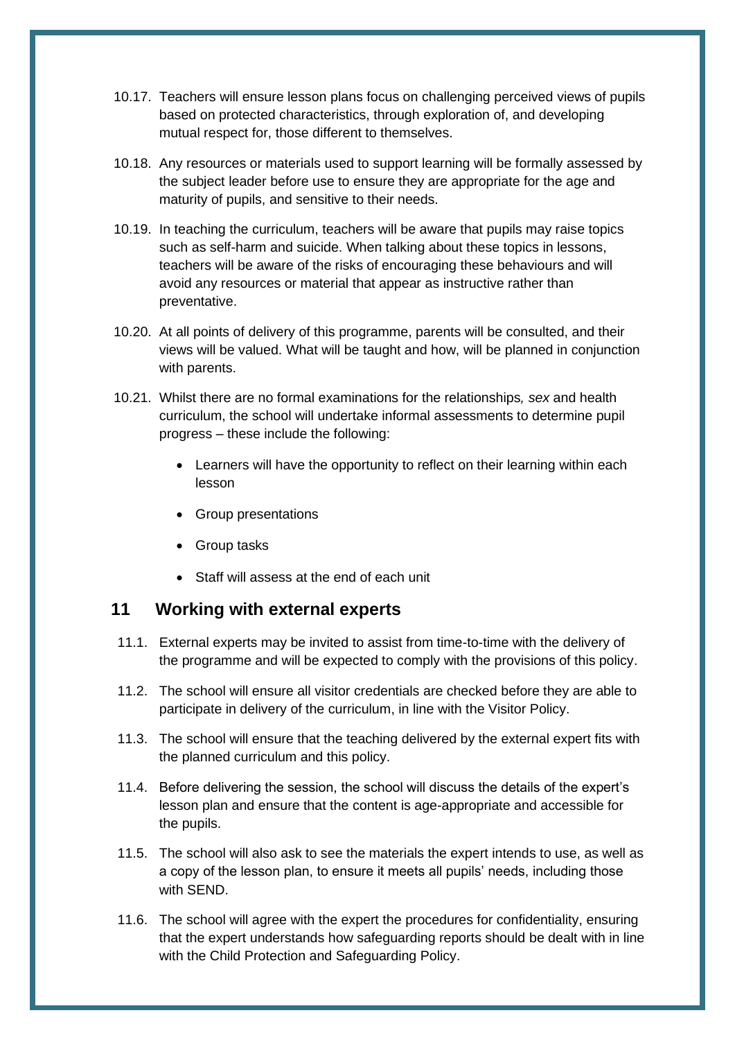10.17. Teachers will ensure lesson plans focus on challenging perceived views of pupils based on protected characteristics, through exploration of, and developing mutual respect for, those different to themselves.

10.18. Any resources or materials used to support learning will be formally assessed by the subject leader before use to ensure they are appropriate for the age and maturity of pupils, and sensitive to their needs.

10.19. In teaching the curriculum, teachers will be aware that pupils may raise topics such as self-harm and suicide. When talking about these topics in lessons, teachers will be aware of the risks of encouraging these behaviours and will avoid any resources or material that appear as instructive rather than preventative.

10.20. At all points of delivery of this programme, parents will be consulted, and their views will be valued. What will be taught and how, will be planned in conjunction with parents.

10.21. Whilst there are no formal examinations for the relationships*, sex* and health curriculum, the school will undertake informal assessments to determine pupil progress – these include the following:

- Learners will have the opportunity to reflect on their learning within each lesson
- Group presentations
- Group tasks
- Staff will assess at the end of each unit

## 11 Working with external experts

11.1. External experts may be invited to assist from time-to-time with the delivery of the programme and will be expected to comply with the provisions of this policy.

11.2. The school will ensure all visitor credentials are checked before they are able to participate in delivery of the curriculum, in line with the Visitor Policy.

11.3. The school will ensure that the teaching delivered by the external expert fits with the planned curriculum and this policy.

11.4. Before delivering the session, the school will discuss the details of the expert's lesson plan and ensure that the content is age-appropriate and accessible for the pupils.

11.5. The school will also ask to see the materials the expert intends to use, as well as a copy of the lesson plan, to ensure it meets all pupils' needs, including those with SEND.

11.6. The school will agree with the expert the procedures for confidentiality, ensuring that the expert understands how safeguarding reports should be dealt with in line with the Child Protection and Safeguarding Policy.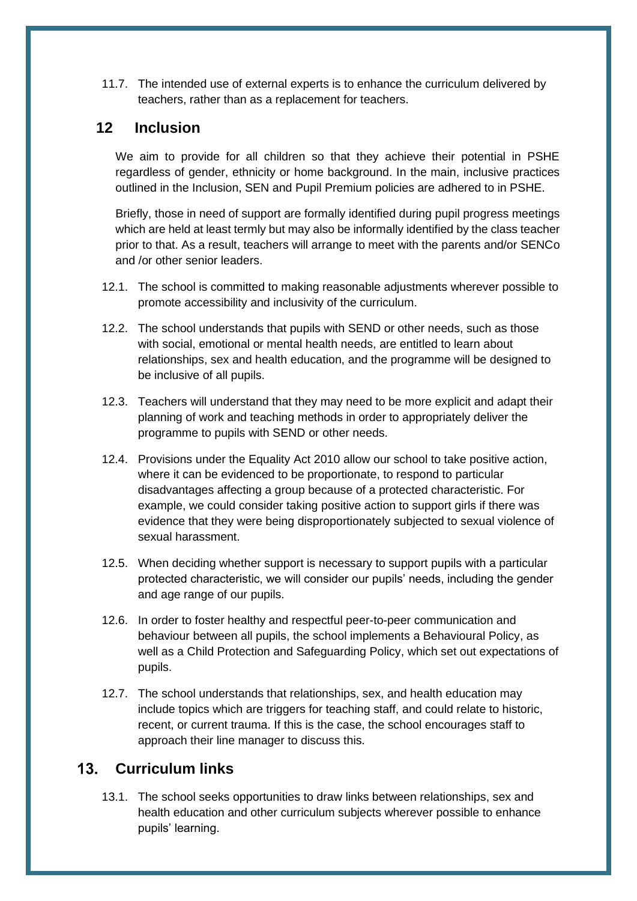11.7. The intended use of external experts is to enhance the curriculum delivered by teachers, rather than as a replacement for teachers.

## 12 Inclusion

We aim to provide for all children so that they achieve their potential in PSHE regardless of gender, ethnicity or home background. In the main, inclusive practices outlined in the Inclusion, SEN and Pupil Premium policies are adhered to in PSHE.

Briefly, those in need of support are formally identified during pupil progress meetings which are held at least termly but may also be informally identified by the class teacher prior to that. As a result, teachers will arrange to meet with the parents and/or SENCo and /or other senior leaders.

12.1. The school is committed to making reasonable adjustments wherever possible to promote accessibility and inclusivity of the curriculum.

12.2. The school understands that pupils with SEND or other needs, such as those with social, emotional or mental health needs, are entitled to learn about relationships, sex and health education, and the programme will be designed to be inclusive of all pupils.

12.3. Teachers will understand that they may need to be more explicit and adapt their planning of work and teaching methods in order to appropriately deliver the programme to pupils with SEND or other needs.

12.4. Provisions under the Equality Act 2010 allow our school to take positive action, where it can be evidenced to be proportionate, to respond to particular disadvantages affecting a group because of a protected characteristic. For example, we could consider taking positive action to support girls if there was evidence that they were being disproportionately subjected to sexual violence of sexual harassment.

12.5. When deciding whether support is necessary to support pupils with a particular protected characteristic, we will consider our pupils' needs, including the gender and age range of our pupils.

12.6. In order to foster healthy and respectful peer-to-peer communication and behaviour between all pupils, the school implements a Behavioural Policy, as well as a Child Protection and Safeguarding Policy, which set out expectations of pupils.

12.7. The school understands that relationships, sex, and health education may include topics which are triggers for teaching staff, and could relate to historic, recent, or current trauma. If this is the case, the school encourages staff to approach their line manager to discuss this.

## 13. Curriculum links

13.1. The school seeks opportunities to draw links between relationships, sex and health education and other curriculum subjects wherever possible to enhance pupils' learning.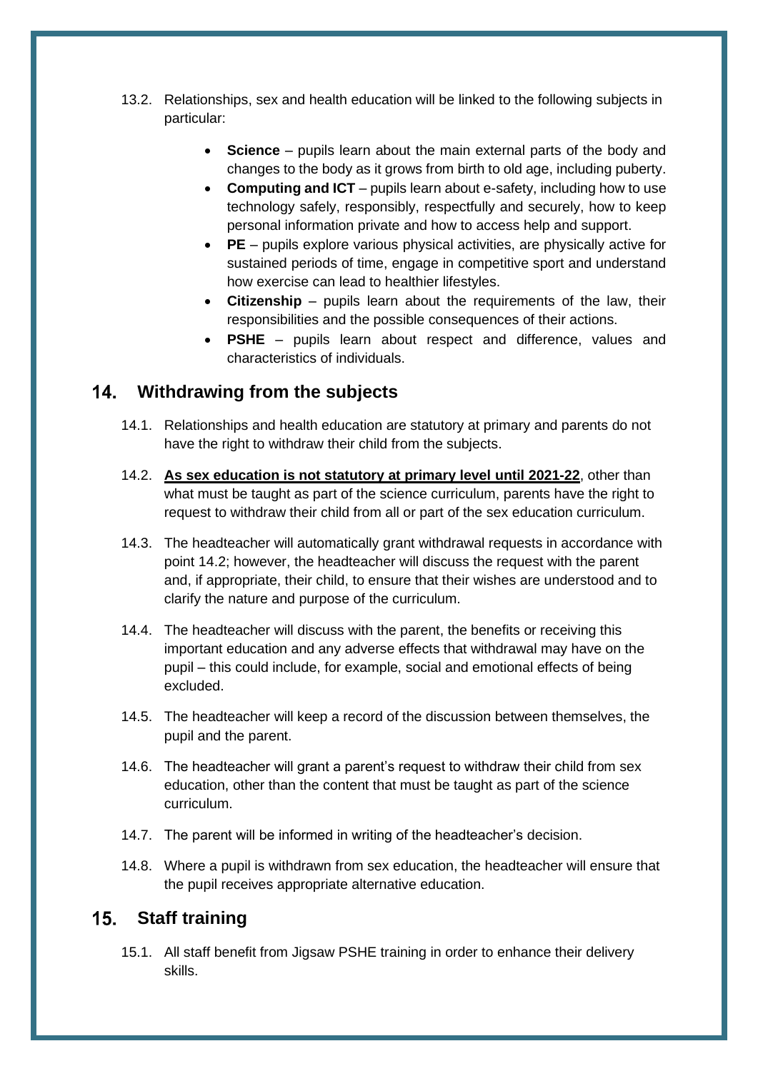13.2. Relationships, sex and health education will be linked to the following subjects in particular:

- **Science** – pupils learn about the main external parts of the body and changes to the body as it grows from birth to old age, including puberty.
- **Computing and ICT** – pupils learn about e-safety, including how to use technology safely, responsibly, respectfully and securely, how to keep personal information private and how to access help and support.
- **PE** – pupils explore various physical activities, are physically active for sustained periods of time, engage in competitive sport and understand how exercise can lead to healthier lifestyles.
- **Citizenship** – pupils learn about the requirements of the law, their responsibilities and the possible consequences of their actions.
- **PSHE** – pupils learn about respect and difference, values and characteristics of individuals.

## 14. Withdrawing from the subjects

14.1. Relationships and health education are statutory at primary and parents do not have the right to withdraw their child from the subjects.

14.2. **<u>As sex education is not statutory at primary level until 2021-22</u>**, other than what must be taught as part of the science curriculum, parents have the right to request to withdraw their child from all or part of the sex education curriculum.

14.3. The headteacher will automatically grant withdrawal requests in accordance with point 14.2; however, the headteacher will discuss the request with the parent and, if appropriate, their child, to ensure that their wishes are understood and to clarify the nature and purpose of the curriculum.

14.4. The headteacher will discuss with the parent, the benefits or receiving this important education and any adverse effects that withdrawal may have on the pupil – this could include, for example, social and emotional effects of being excluded.

14.5. The headteacher will keep a record of the discussion between themselves, the pupil and the parent.

14.6. The headteacher will grant a parent's request to withdraw their child from sex education, other than the content that must be taught as part of the science curriculum.

14.7. The parent will be informed in writing of the headteacher's decision.

14.8. Where a pupil is withdrawn from sex education, the headteacher will ensure that the pupil receives appropriate alternative education.

## 15. Staff training

15.1. All staff benefit from Jigsaw PSHE training in order to enhance their delivery skills.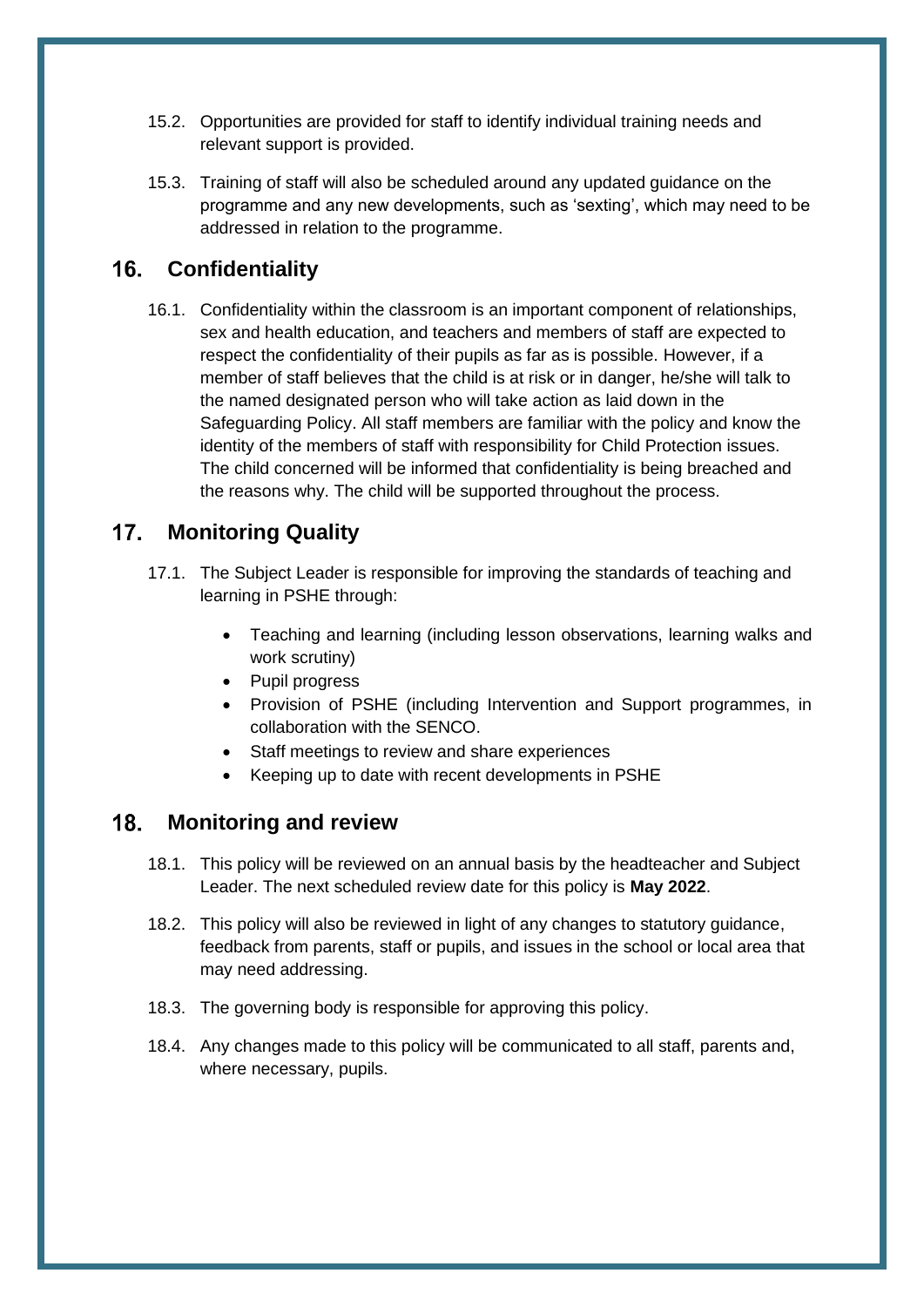15.2. Opportunities are provided for staff to identify individual training needs and relevant support is provided.

15.3. Training of staff will also be scheduled around any updated guidance on the programme and any new developments, such as 'sexting', which may need to be addressed in relation to the programme.

## 16. Confidentiality

16.1. Confidentiality within the classroom is an important component of relationships, sex and health education, and teachers and members of staff are expected to respect the confidentiality of their pupils as far as is possible. However, if a member of staff believes that the child is at risk or in danger, he/she will talk to the named designated person who will take action as laid down in the Safeguarding Policy. All staff members are familiar with the policy and know the identity of the members of staff with responsibility for Child Protection issues. The child concerned will be informed that confidentiality is being breached and the reasons why. The child will be supported throughout the process.

## 17. Monitoring Quality

17.1. The Subject Leader is responsible for improving the standards of teaching and learning in PSHE through:

- Teaching and learning (including lesson observations, learning walks and work scrutiny)
- Pupil progress
- Provision of PSHE (including Intervention and Support programmes, in collaboration with the SENCO.
- Staff meetings to review and share experiences
- Keeping up to date with recent developments in PSHE

## 18. Monitoring and review

18.1. This policy will be reviewed on an annual basis by the headteacher and Subject Leader. The next scheduled review date for this policy is **May 2022**.

18.2. This policy will also be reviewed in light of any changes to statutory guidance, feedback from parents, staff or pupils, and issues in the school or local area that may need addressing.

18.3. The governing body is responsible for approving this policy.

18.4. Any changes made to this policy will be communicated to all staff, parents and, where necessary, pupils.